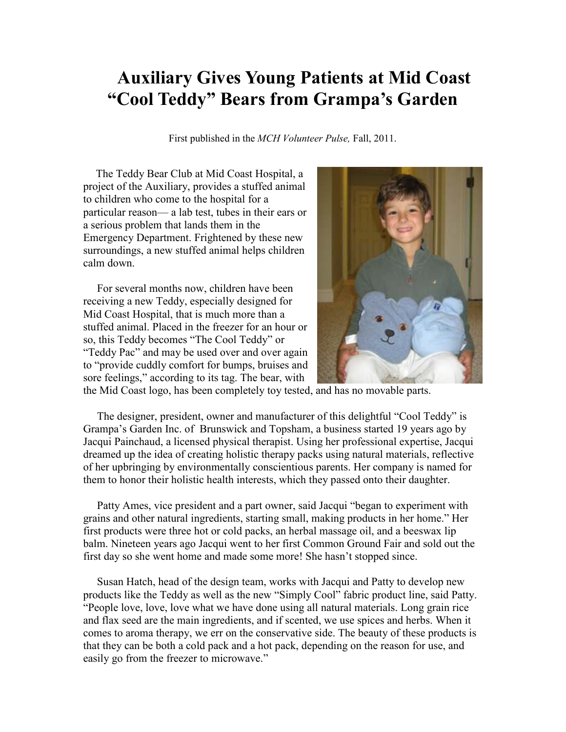# Auxiliary Gives Young Patients at Mid Coast "Cool Teddy" Bears from Grampa's Garden

First published in the *MCH Volunteer Pulse,* Fall, 2011.

The Teddy Bear Club at Mid Coast Hospital, a project of the Auxiliary, provides a stuffed animal to children who come to the hospital for a particular reason— a lab test, tubes in their ears or a serious problem that lands them in the Emergency Department. Frightened by these new surroundings, a new stuffed animal helps children calm down.

For several months now, children have been receiving a new Teddy, especially designed for Mid Coast Hospital, that is much more than a stuffed animal. Placed in the freezer for an hour or so, this Teddy becomes "The Cool Teddy" or "Teddy Pac" and may be used over and over again to "provide cuddly comfort for bumps, bruises and sore feelings," according to its tag. The bear, with the Mid Coast logo, has been completely toy tested, and has no movable parts.

The designer, president, owner and manufacturer of this delightful "Cool Teddy" is Grampa's Garden Inc. of Brunswick and Topsham, a business started 19 years ago by Jacqui Painchaud, a licensed physical therapist. Using her professional expertise, Jacqui dreamed up the idea of creating holistic therapy packs using natural materials, reflective of her upbringing by environmentally conscientious parents. Her company is named for them to honor their holistic health interests, which they passed onto their daughter.

Patty Ames, vice president and a part owner, said Jacqui "began to experiment with grains and other natural ingredients, starting small, making products in her home." Her first products were three hot or cold packs, an herbal massage oil, and a beeswax lip balm. Nineteen years ago Jacqui went to her first Common Ground Fair and sold out the first day so she went home and made some more! She hasn't stopped since.

Susan Hatch, head of the design team, works with Jacqui and Patty to develop new products like the Teddy as well as the new "Simply Cool" fabric product line, said Patty. "People love, love, love what we have done using all natural materials. Long grain rice and flax seed are the main ingredients, and if scented, we use spices and herbs. When it comes to aroma therapy, we err on the conservative side. The beauty of these products is that they can be both a cold pack and a hot pack, depending on the reason for use, and easily go from the freezer to microwave."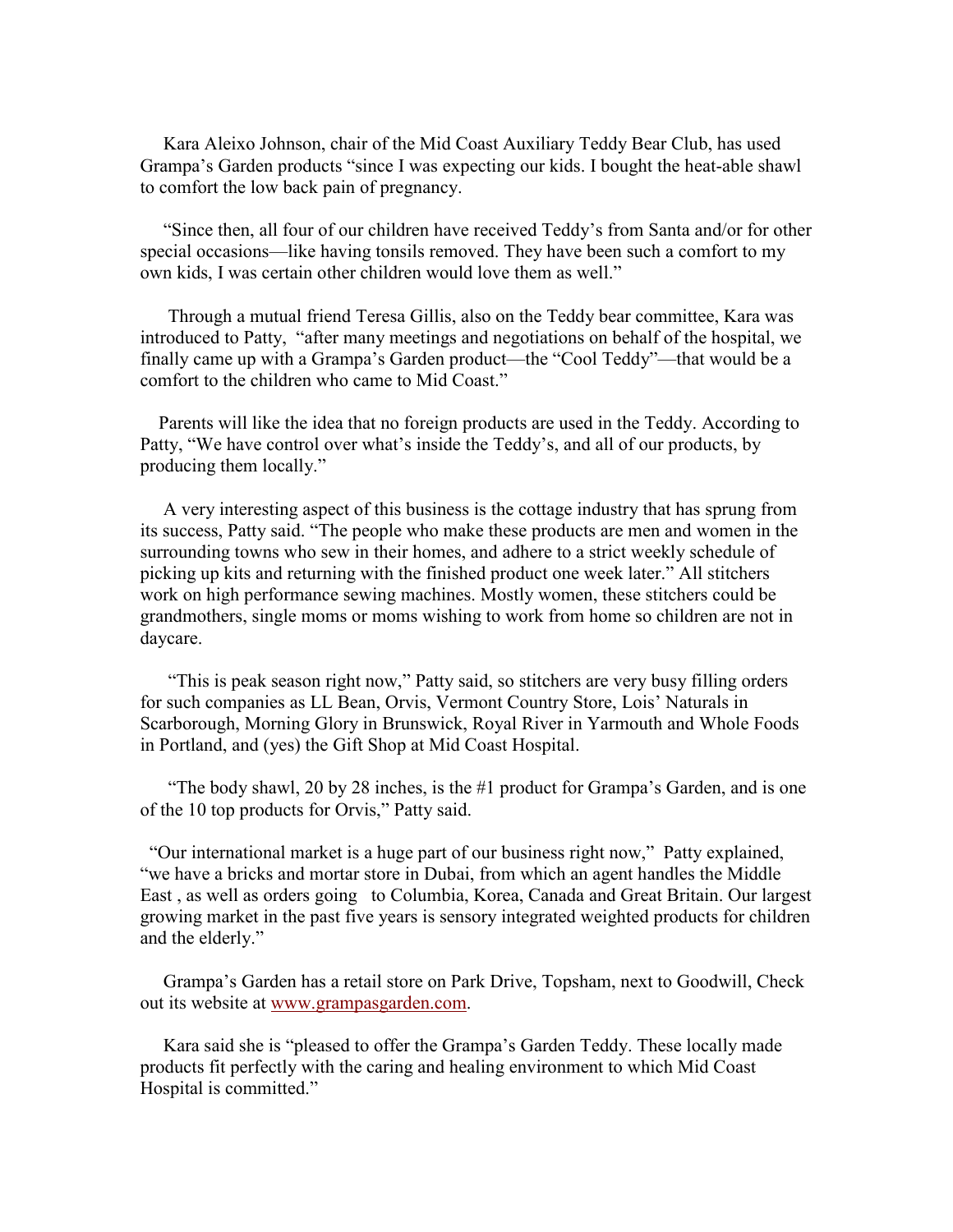Kara Aleixo Johnson, chair of the Mid Coast Auxiliary Teddy Bear Club, has used Grampa's Garden products "since I was expecting our kids. I bought the heat-able shawl to comfort the low back pain of pregnancy.

"Since then, all four of our children have received Teddy's from Santa and/or for other special occasions—like having tonsils removed. They have been such a comfort to my own kids, I was certain other children would love them as well."

Through a mutual friend Teresa Gillis, also on the Teddy bear committee, Kara was introduced to Patty, "after many meetings and negotiations on behalf of the hospital, we finally came up with a Grampa's Garden product—the "Cool Teddy"—that would be a comfort to the children who came to Mid Coast."

Parents will like the idea that no foreign products are used in the Teddy. According to Patty, "We have control over what's inside the Teddy's, and all of our products, by producing them locally."

A very interesting aspect of this business is the cottage industry that has sprung from its success, Patty said. "The people who make these products are men and women in the surrounding towns who sew in their homes, and adhere to a strict weekly schedule of picking up kits and returning with the finished product one week later." All stitchers work on high performance sewing machines. Mostly women, these stitchers could be grandmothers, single moms or moms wishing to work from home so children are not in daycare.

"This is peak season right now," Patty said, so stitchers are very busy filling orders for such companies as LL Bean, Orvis, Vermont Country Store, Lois' Naturals in Scarborough, Morning Glory in Brunswick, Royal River in Yarmouth and Whole Foods in Portland, and (yes) the Gift Shop at Mid Coast Hospital.

"The body shawl, 20 by 28 inches, is the #1 product for Grampa's Garden, and is one of the 10 top products for Orvis," Patty said.

"Our international market is a huge part of our business right now," Patty explained, "we have a bricks and mortar store in Dubai, from which an agent handles the Middle East , as well as orders going to Columbia, Korea, Canada and Great Britain. Our largest growing market in the past five years is sensory integrated weighted products for children and the elderly."

Grampa's Garden has a retail store on Park Drive, Topsham, next to Goodwill, Check out its website at [www.grampasgarden.com](http://www.grampasgarden.com).

Kara said she is "pleased to offer the Grampa's Garden Teddy. These locally made products fit perfectly with the caring and healing environment to which Mid Coast Hospital is committed."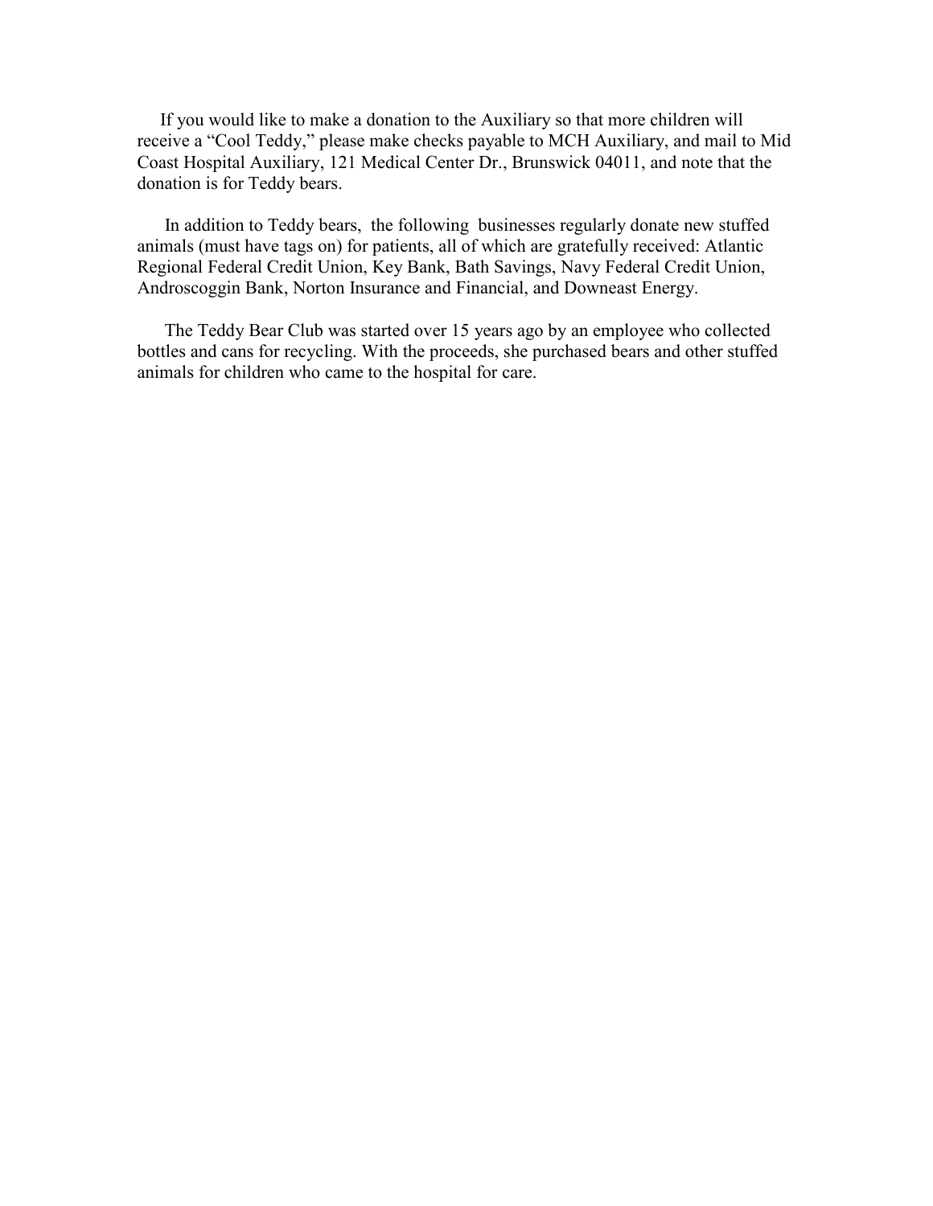If you would like to make a donation to the Auxiliary so that more children will receive a "Cool Teddy," please make checks payable to MCH Auxiliary, and mail to Mid Coast Hospital Auxiliary, 121 Medical Center Dr., Brunswick 04011, and note that the donation is for Teddy bears.

In addition to Teddy bears, the following businesses regularly donate new stuffed animals (must have tags on) for patients, all of which are gratefully received: Atlantic Regional Federal Credit Union, Key Bank, Bath Savings, Navy Federal Credit Union, Androscoggin Bank, Norton Insurance and Financial, and Downeast Energy.

The Teddy Bear Club was started over 15 years ago by an employee who collected bottles and cans for recycling. With the proceeds, she purchased bears and other stuffed animals for children who came to the hospital for care.